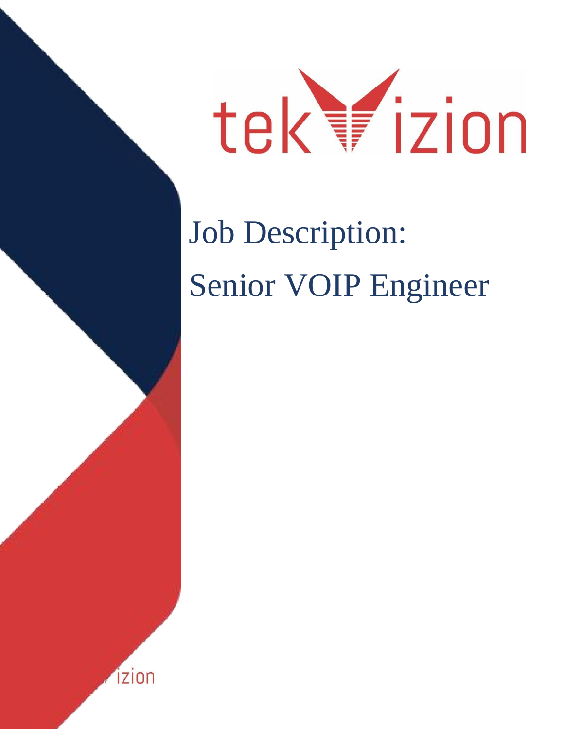# Job Description:

# Senior VOIP Engineer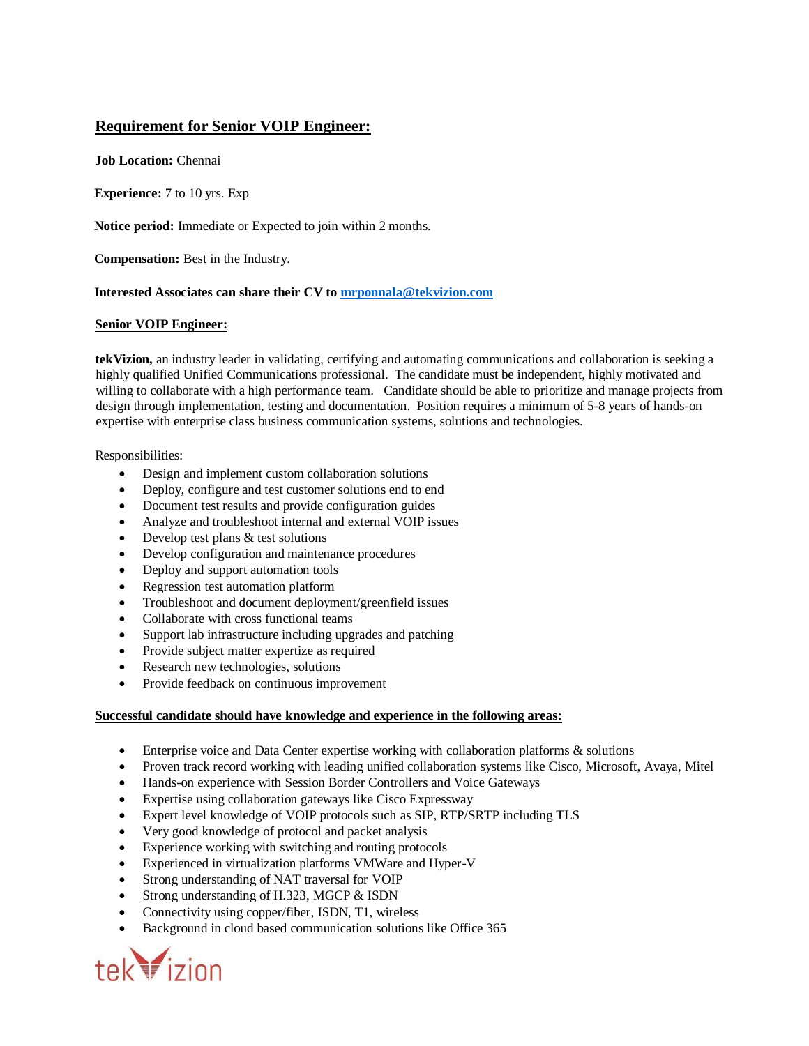## Requirement for Senior VOIP Engineer:

**Job Location:** Chennai

**Experience:** 7 to 10 yrs. Exp

**Notice period:** Immediate or Expected to join within 2 months.

**Compensation:** Best in the Industry.

**Interested Associates can share their CV to [mrponnala@tekvizion.com](mailto:mrponnala@tekvizion.com)**

### Senior VOIP Engineer:

**tekVizion,** an industry leader in validating, certifying and automating communications and collaboration is seeking a highly qualified Unified Communications professional. The candidate must be independent, highly motivated and willing to collaborate with a high performance team. Candidate should be able to prioritize and manage projects from design through implementation, testing and documentation. Position requires a minimum of 5-8 years of hands-on expertise with enterprise class business communication systems, solutions and technologies.

Responsibilities:

- Design and implement custom collaboration solutions
- Deploy, configure and test customer solutions end to end
- Document test results and provide configuration guides
- Analyze and troubleshoot internal and external VOIP issues
- Develop test plans & test solutions
- Develop configuration and maintenance procedures
- Deploy and support automation tools
- Regression test automation platform
- Troubleshoot and document deployment/greenfield issues
- Collaborate with cross functional teams
- Support lab infrastructure including upgrades and patching
- Provide subject matter expertize as required
- Research new technologies, solutions
- Provide feedback on continuous improvement

**Successful candidate should have knowledge and experience in the following areas:**

- Enterprise voice and Data Center expertise working with collaboration platforms & solutions
- Proven track record working with leading unified collaboration systems like Cisco, Microsoft, Avaya, Mitel
- Hands-on experience with Session Border Controllers and Voice Gateways
- Expertise using collaboration gateways like Cisco Expressway
- Expert level knowledge of VOIP protocols such as SIP, RTP/SRTP including TLS
- Very good knowledge of protocol and packet analysis
- Experience working with switching and routing protocols
- Experienced in virtualization platforms VMWare and Hyper-V
- Strong understanding of NAT traversal for VOIP
- Strong understanding of H.323, MGCP & ISDN
- Connectivity using copper/fiber, ISDN, T1, wireless
- Background in cloud based communication solutions like Office 365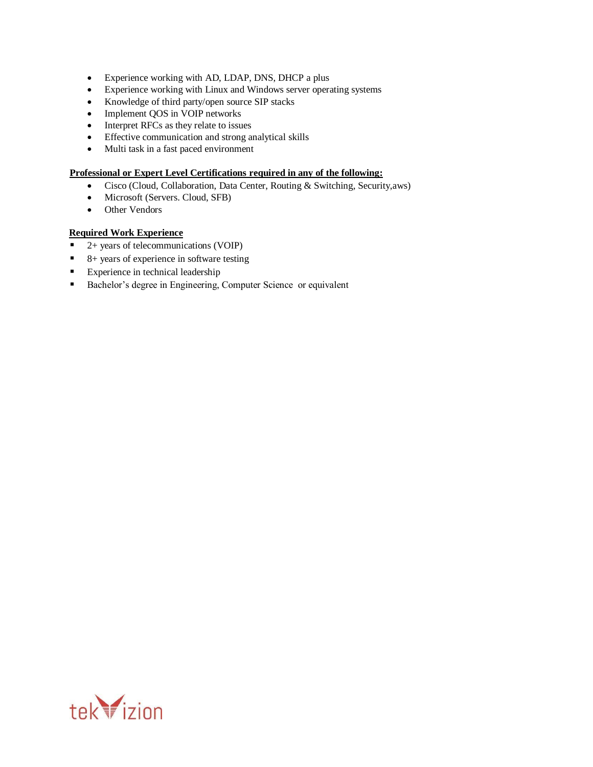- Experience working with AD, LDAP, DNS, DHCP a plus
- Experience working with Linux and Windows server operating systems
- Knowledge of third party/open source SIP stacks
- Implement QOS in VOIP networks
- Interpret RFCs as they relate to issues
- Effective communication and strong analytical skills
- Multi task in a fast paced environment

**<u>Professional or Expert Level Certifications required in any of the following:</u>**

- Cisco (Cloud, Collaboration, Data Center, Routing & Switching, Security,aws)
- Microsoft (Servers. Cloud, SFB)
- Other Vendors

**<u>Required Work Experience</u>**

- 2+ years of telecommunications (VOIP)
- 8+ years of experience in software testing
- Experience in technical leadership
- Bachelor's degree in Engineering, Computer Science or equivalent